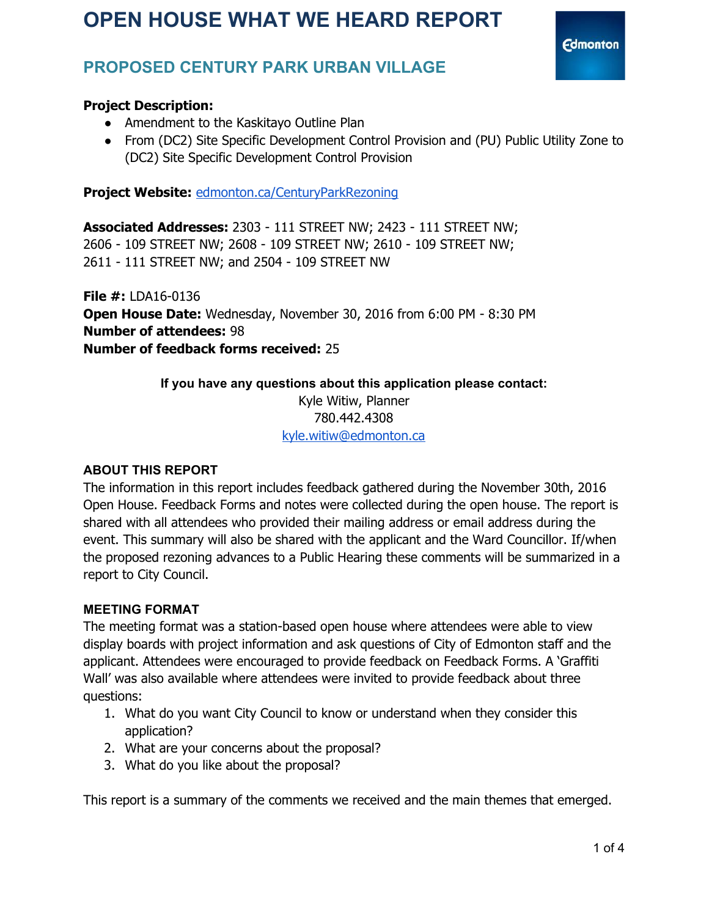# OPEN HOUSE WHAT WE HEARD REPORT

## PROPOSED CENTURY PARK URBAN VILLAGE

**Project Description:**

- Amendment to the Kaskitayo Outline Plan
- From (DC2) Site Specific Development Control Provision and (PU) Public Utility Zone to (DC2) Site Specific Development Control Provision

**Project Website:** edmonton.ca/CenturyParkRezoning

**Associated Addresses:** 2303 - 111 STREET NW; 2423 - 111 STREET NW; 2606 - 109 STREET NW; 2608 - 109 STREET NW; 2610 - 109 STREET NW; 2611 - 111 STREET NW; and 2504 - 109 STREET NW

**File #:** LDA16-0136
**Open House Date:** Wednesday, November 30, 2016 from 6:00 PM - 8:30 PM
**Number of attendees:** 98
**Number of feedback forms received:** 25

**If you have any questions about this application please contact:**
Kyle Witiw, Planner
780.442.4308
kyle.witiw@edmonton.ca

### ABOUT THIS REPORT

The information in this report includes feedback gathered during the November 30th, 2016 Open House. Feedback Forms and notes were collected during the open house. The report is shared with all attendees who provided their mailing address or email address during the event. This summary will also be shared with the applicant and the Ward Councillor. If/when the proposed rezoning advances to a Public Hearing these comments will be summarized in a report to City Council.

### MEETING FORMAT

The meeting format was a station-based open house where attendees were able to view display boards with project information and ask questions of City of Edmonton staff and the applicant. Attendees were encouraged to provide feedback on Feedback Forms. A 'Graffiti Wall' was also available where attendees were invited to provide feedback about three questions:

1. What do you want City Council to know or understand when they consider this application?
2. What are your concerns about the proposal?
3. What do you like about the proposal?

This report is a summary of the comments we received and the main themes that emerged.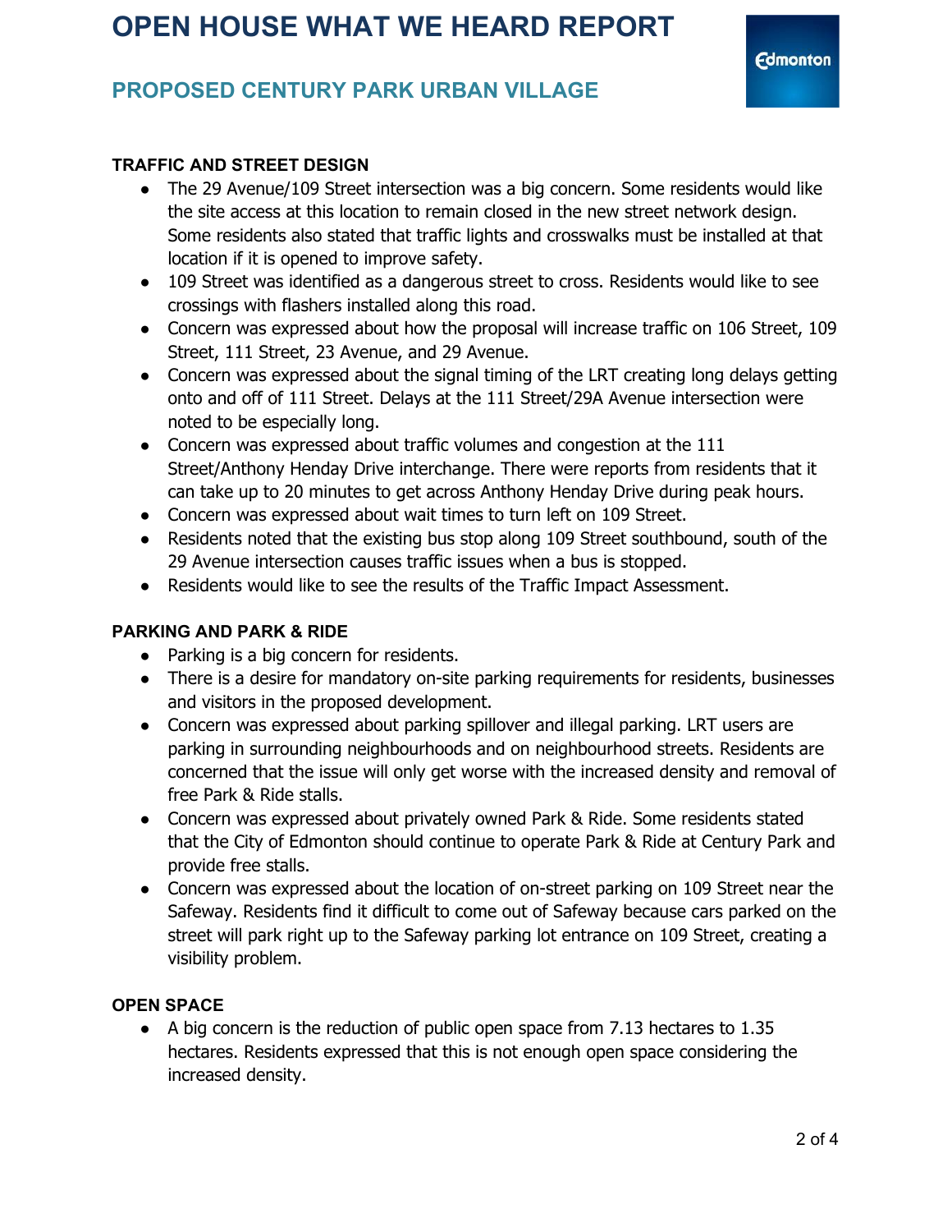# OPEN HOUSE WHAT WE HEARD REPORT

## PROPOSED CENTURY PARK URBAN VILLAGE

**TRAFFIC AND STREET DESIGN**

- The 29 Avenue/109 Street intersection was a big concern. Some residents would like the site access at this location to remain closed in the new street network design. Some residents also stated that traffic lights and crosswalks must be installed at that location if it is opened to improve safety.
- 109 Street was identified as a dangerous street to cross. Residents would like to see crossings with flashers installed along this road.
- Concern was expressed about how the proposal will increase traffic on 106 Street, 109 Street, 111 Street, 23 Avenue, and 29 Avenue.
- Concern was expressed about the signal timing of the LRT creating long delays getting onto and off of 111 Street. Delays at the 111 Street/29A Avenue intersection were noted to be especially long.
- Concern was expressed about traffic volumes and congestion at the 111 Street/Anthony Henday Drive interchange. There were reports from residents that it can take up to 20 minutes to get across Anthony Henday Drive during peak hours.
- Concern was expressed about wait times to turn left on 109 Street.
- Residents noted that the existing bus stop along 109 Street southbound, south of the 29 Avenue intersection causes traffic issues when a bus is stopped.
- Residents would like to see the results of the Traffic Impact Assessment.

**PARKING AND PARK & RIDE**

- Parking is a big concern for residents.
- There is a desire for mandatory on-site parking requirements for residents, businesses and visitors in the proposed development.
- Concern was expressed about parking spillover and illegal parking. LRT users are parking in surrounding neighbourhoods and on neighbourhood streets. Residents are concerned that the issue will only get worse with the increased density and removal of free Park & Ride stalls.
- Concern was expressed about privately owned Park & Ride. Some residents stated that the City of Edmonton should continue to operate Park & Ride at Century Park and provide free stalls.
- Concern was expressed about the location of on-street parking on 109 Street near the Safeway. Residents find it difficult to come out of Safeway because cars parked on the street will park right up to the Safeway parking lot entrance on 109 Street, creating a visibility problem.

**OPEN SPACE**

- A big concern is the reduction of public open space from 7.13 hectares to 1.35 hectares. Residents expressed that this is not enough open space considering the increased density.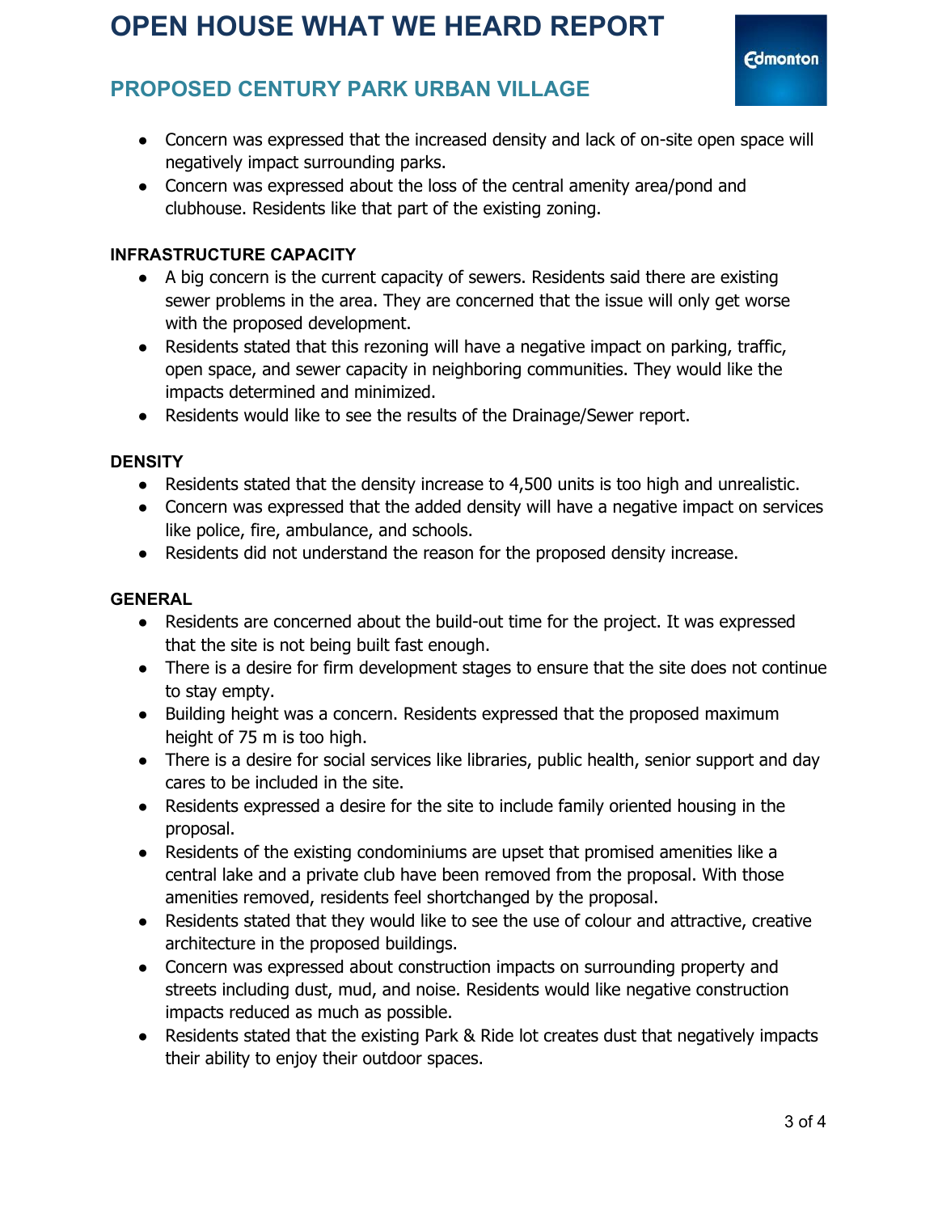- Concern was expressed that the increased density and lack of on-site open space will negatively impact surrounding parks.
- Concern was expressed about the loss of the central amenity area/pond and clubhouse. Residents like that part of the existing zoning.

**INFRASTRUCTURE CAPACITY**

- A big concern is the current capacity of sewers. Residents said there are existing sewer problems in the area. They are concerned that the issue will only get worse with the proposed development.
- Residents stated that this rezoning will have a negative impact on parking, traffic, open space, and sewer capacity in neighboring communities. They would like the impacts determined and minimized.
- Residents would like to see the results of the Drainage/Sewer report.

**DENSITY**

- Residents stated that the density increase to 4,500 units is too high and unrealistic.
- Concern was expressed that the added density will have a negative impact on services like police, fire, ambulance, and schools.
- Residents did not understand the reason for the proposed density increase.

**GENERAL**

- Residents are concerned about the build-out time for the project. It was expressed that the site is not being built fast enough.
- There is a desire for firm development stages to ensure that the site does not continue to stay empty.
- Building height was a concern. Residents expressed that the proposed maximum height of 75 m is too high.
- There is a desire for social services like libraries, public health, senior support and day cares to be included in the site.
- Residents expressed a desire for the site to include family oriented housing in the proposal.
- Residents of the existing condominiums are upset that promised amenities like a central lake and a private club have been removed from the proposal. With those amenities removed, residents feel shortchanged by the proposal.
- Residents stated that they would like to see the use of colour and attractive, creative architecture in the proposed buildings.
- Concern was expressed about construction impacts on surrounding property and streets including dust, mud, and noise. Residents would like negative construction impacts reduced as much as possible.
- Residents stated that the existing Park & Ride lot creates dust that negatively impacts their ability to enjoy their outdoor spaces.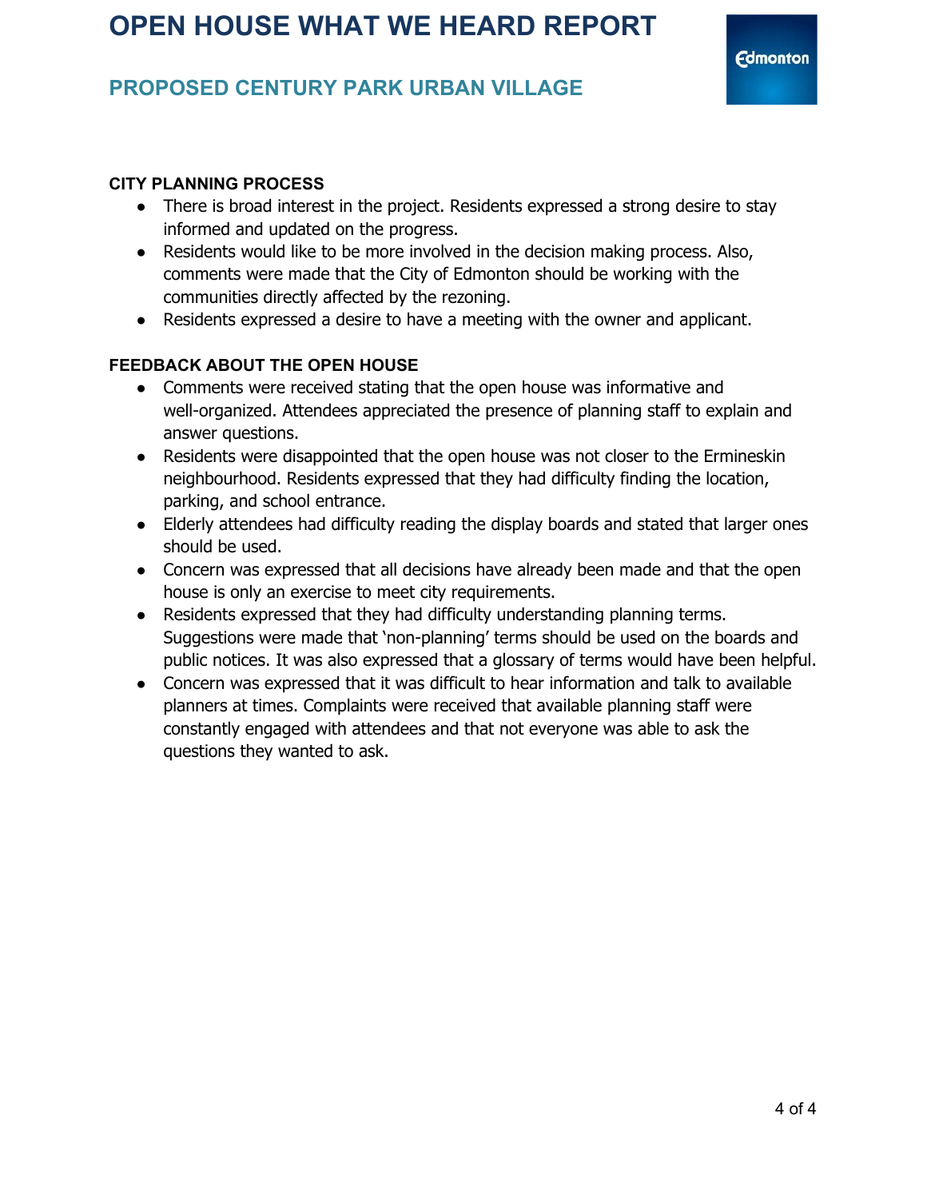#### CITY PLANNING PROCESS

- There is broad interest in the project. Residents expressed a strong desire to stay informed and updated on the progress.
- Residents would like to be more involved in the decision making process. Also, comments were made that the City of Edmonton should be working with the communities directly affected by the rezoning.
- Residents expressed a desire to have a meeting with the owner and applicant.

#### FEEDBACK ABOUT THE OPEN HOUSE

- Comments were received stating that the open house was informative and well-organized. Attendees appreciated the presence of planning staff to explain and answer questions.
- Residents were disappointed that the open house was not closer to the Ermineskin neighbourhood. Residents expressed that they had difficulty finding the location, parking, and school entrance.
- Elderly attendees had difficulty reading the display boards and stated that larger ones should be used.
- Concern was expressed that all decisions have already been made and that the open house is only an exercise to meet city requirements.
- Residents expressed that they had difficulty understanding planning terms. Suggestions were made that 'non-planning' terms should be used on the boards and public notices. It was also expressed that a glossary of terms would have been helpful.
- Concern was expressed that it was difficult to hear information and talk to available planners at times. Complaints were received that available planning staff were constantly engaged with attendees and that not everyone was able to ask the questions they wanted to ask.